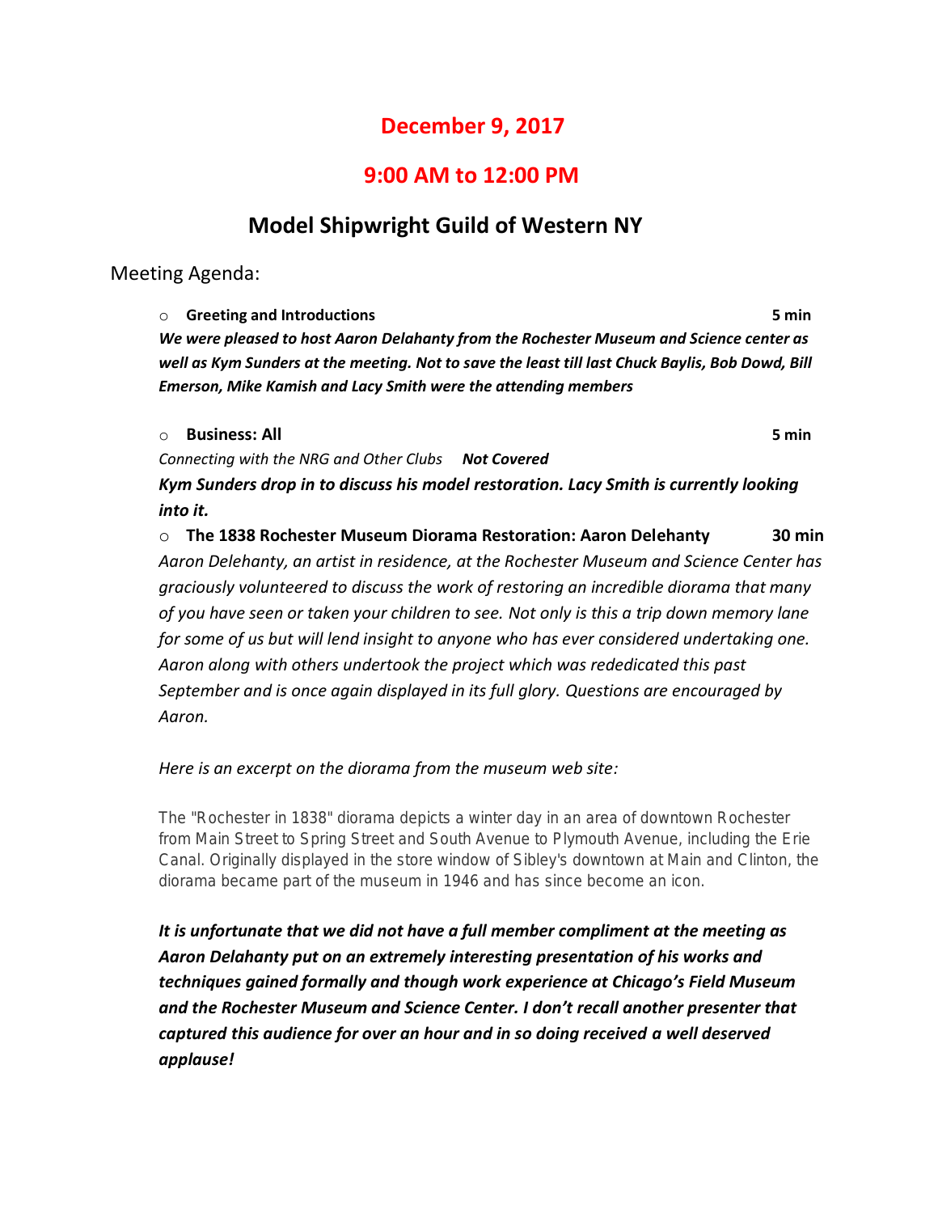# December 9, 2017

# 9:00 AM to 12:00 PM

## Model Shipwright Guild of Western NY

Meeting Agenda:

- **Greeting and Introductions** **5 min**

***We were pleased to host Aaron Delahanty from the Rochester Museum and Science center as well as Kym Sunders at the meeting. Not to save the least till last Chuck Baylis, Bob Dowd, Bill Emerson, Mike Kamish and Lacy Smith were the attending members***

- **Business: All** **5 min**

*Connecting with the NRG and Other Clubs* ***Not Covered***

***Kym Sunders drop in to discuss his model restoration. Lacy Smith is currently looking into it.***

- **The 1838 Rochester Museum Diorama Restoration: Aaron Delehanty** **30 min**

*Aaron Delehanty, an artist in residence, at the Rochester Museum and Science Center has graciously volunteered to discuss the work of restoring an incredible diorama that many of you have seen or taken your children to see. Not only is this a trip down memory lane for some of us but will lend insight to anyone who has ever considered undertaking one. Aaron along with others undertook the project which was rededicated this past September and is once again displayed in its full glory. Questions are encouraged by Aaron.*

*Here is an excerpt on the diorama from the museum web site:*

The "Rochester in 1838" diorama depicts a winter day in an area of downtown Rochester from Main Street to Spring Street and South Avenue to Plymouth Avenue, including the Erie Canal. Originally displayed in the store window of Sibley's downtown at Main and Clinton, the diorama became part of the museum in 1946 and has since become an icon.

***It is unfortunate that we did not have a full member compliment at the meeting as Aaron Delahanty put on an extremely interesting presentation of his works and techniques gained formally and though work experience at Chicago's Field Museum and the Rochester Museum and Science Center. I don't recall another presenter that captured this audience for over an hour and in so doing received a well deserved applause!***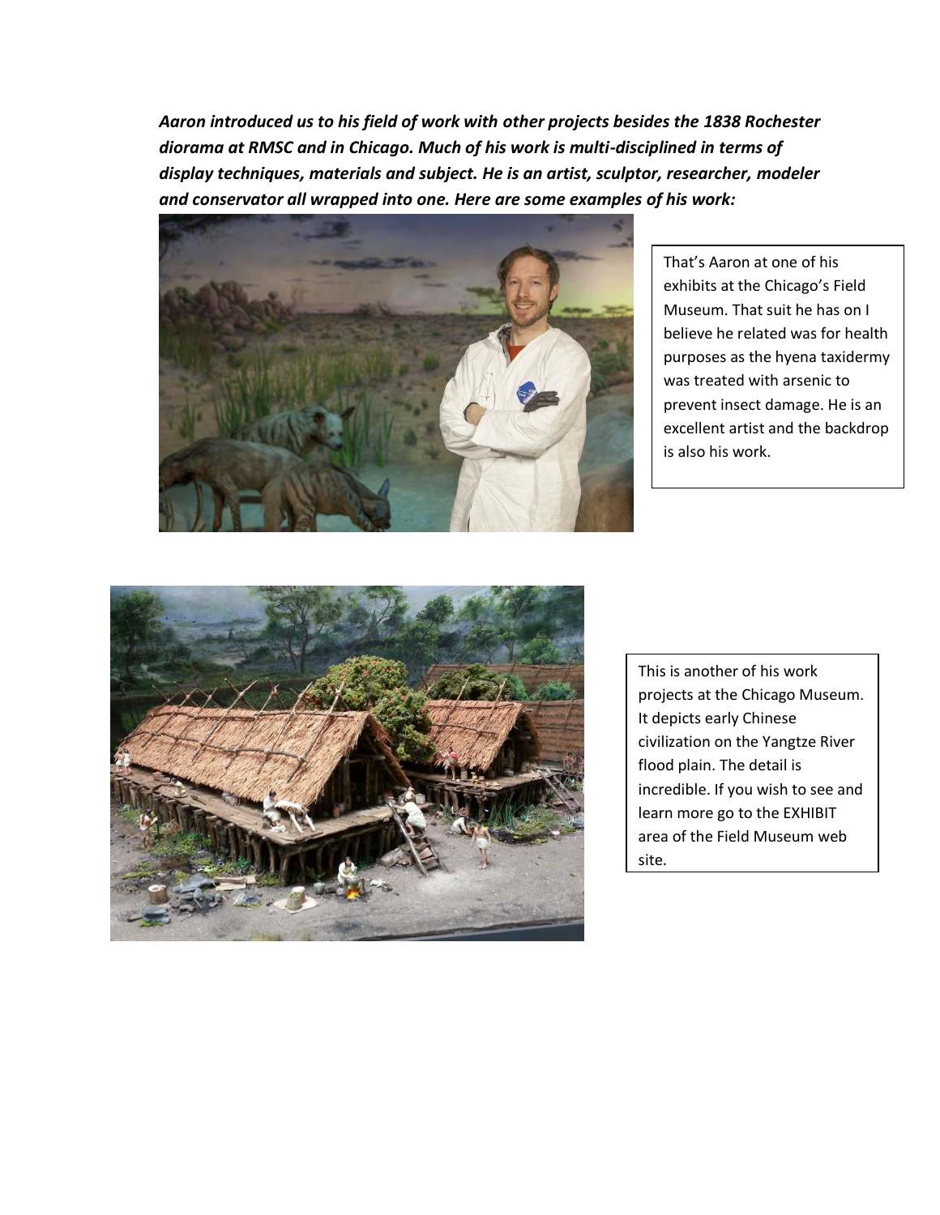***Aaron introduced us to his field of work with other projects besides the 1838 Rochester diorama at RMSC and in Chicago. Much of his work is multi-disciplined in terms of display techniques, materials and subject. He is an artist, sculptor, researcher, modeler and conservator all wrapped into one. Here are some examples of his work:***

That's Aaron at one of his exhibits at the Chicago's Field Museum. That suit he has on I believe he related was for health purposes as the hyena taxidermy was treated with arsenic to prevent insect damage. He is an excellent artist and the backdrop is also his work.

This is another of his work projects at the Chicago Museum. It depicts early Chinese civilization on the Yangtze River flood plain. The detail is incredible. If you wish to see and learn more go to the EXHIBIT area of the Field Museum web site.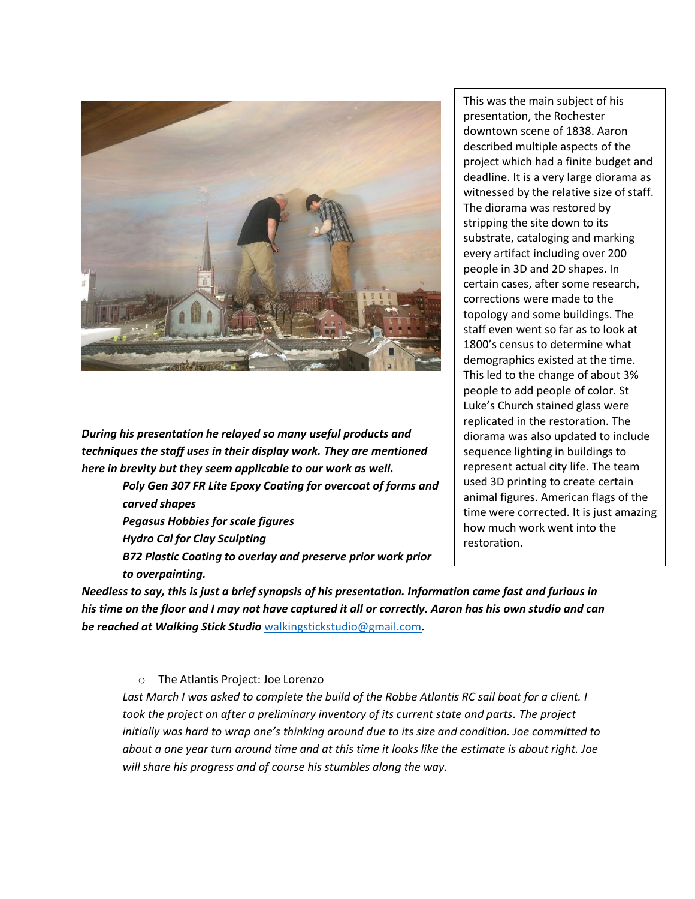This was the main subject of his presentation, the Rochester downtown scene of 1838. Aaron described multiple aspects of the project which had a finite budget and deadline. It is a very large diorama as witnessed by the relative size of staff. The diorama was restored by stripping the site down to its substrate, cataloging and marking every artifact including over 200 people in 3D and 2D shapes. In certain cases, after some research, corrections were made to the topology and some buildings. The staff even went so far as to look at 1800's census to determine what demographics existed at the time. This led to the change of about 3% people to add people of color. St Luke's Church stained glass were replicated in the restoration. The diorama was also updated to include sequence lighting in buildings to represent actual city life. The team used 3D printing to create certain animal figures. American flags of the time were corrected. It is just amazing how much work went into the restoration.

***During his presentation he relayed so many useful products and techniques the staff uses in their display work. They are mentioned here in brevity but they seem applicable to our work as well.***

> ***Poly Gen 307 FR Lite Epoxy Coating for overcoat of forms and carved shapes***
> ***Pegasus Hobbies for scale figures***
> ***Hydro Cal for Clay Sculpting***
> ***B72 Plastic Coating to overlay and preserve prior work prior to overpainting.***

***Needless to say, this is just a brief synopsis of his presentation. Information came fast and furious in his time on the floor and I may not have captured it all or correctly. Aaron has his own studio and can be reached at Walking Stick Studio*** [walkingstickstudio@gmail.com](mailto:walkingstickstudio@gmail.com)***.***

- The Atlantis Project: Joe Lorenzo

*Last March I was asked to complete the build of the Robbe Atlantis RC sail boat for a client. I took the project on after a preliminary inventory of its current state and parts. The project initially was hard to wrap one's thinking around due to its size and condition. Joe committed to about a one year turn around time and at this time it looks like the estimate is about right. Joe will share his progress and of course his stumbles along the way.*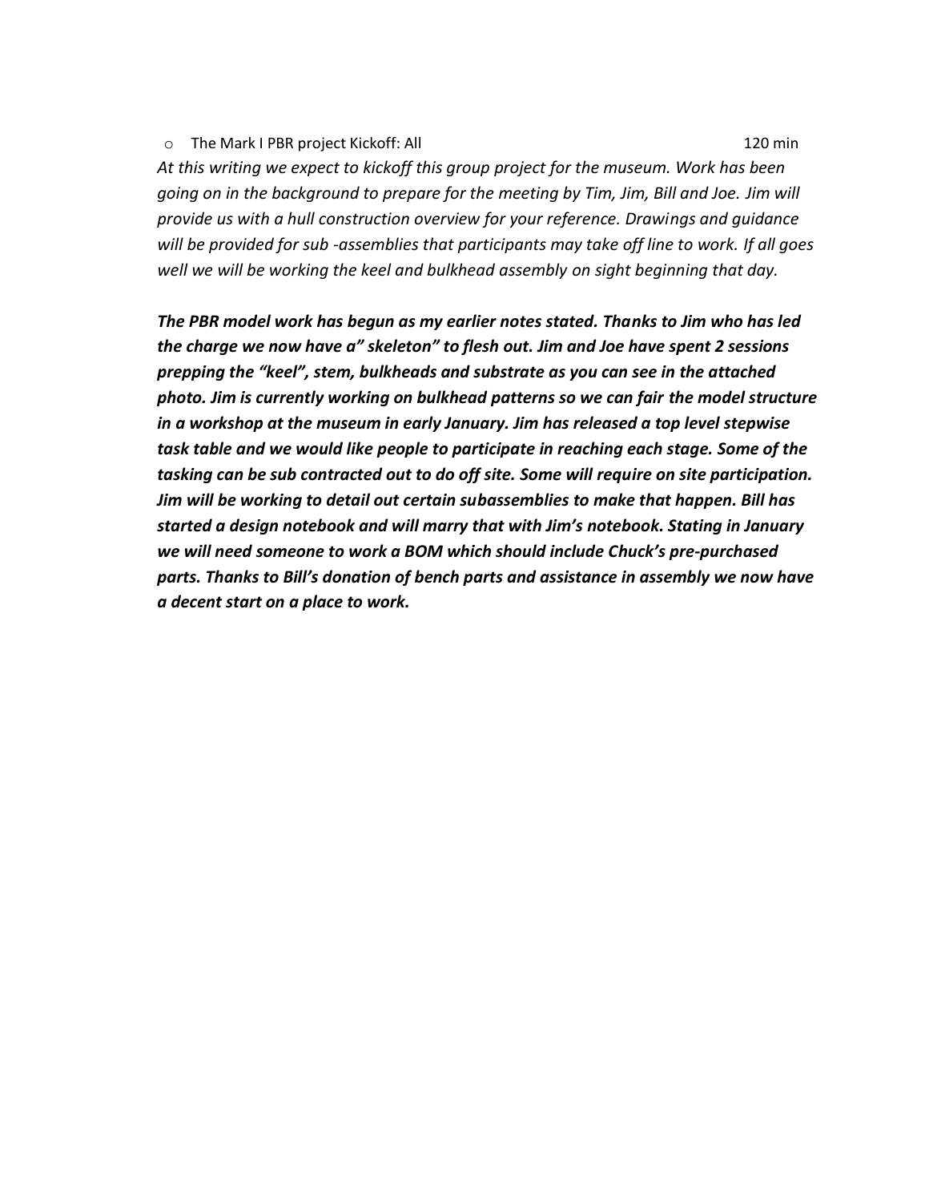- The Mark I PBR project Kickoff: All 120 min

*At this writing we expect to kickoff this group project for the museum. Work has been going on in the background to prepare for the meeting by Tim, Jim, Bill and Joe. Jim will provide us with a hull construction overview for your reference. Drawings and guidance will be provided for sub -assemblies that participants may take off line to work. If all goes well we will be working the keel and bulkhead assembly on sight beginning that day.*

***The PBR model work has begun as my earlier notes stated. Thanks to Jim who has led the charge we now have a" skeleton" to flesh out. Jim and Joe have spent 2 sessions prepping the "keel", stem, bulkheads and substrate as you can see in the attached photo. Jim is currently working on bulkhead patterns so we can fair the model structure in a workshop at the museum in early January. Jim has released a top level stepwise task table and we would like people to participate in reaching each stage. Some of the tasking can be sub contracted out to do off site. Some will require on site participation. Jim will be working to detail out certain subassemblies to make that happen. Bill has started a design notebook and will marry that with Jim's notebook. Stating in January we will need someone to work a BOM which should include Chuck's pre-purchased parts. Thanks to Bill's donation of bench parts and assistance in assembly we now have a decent start on a place to work.***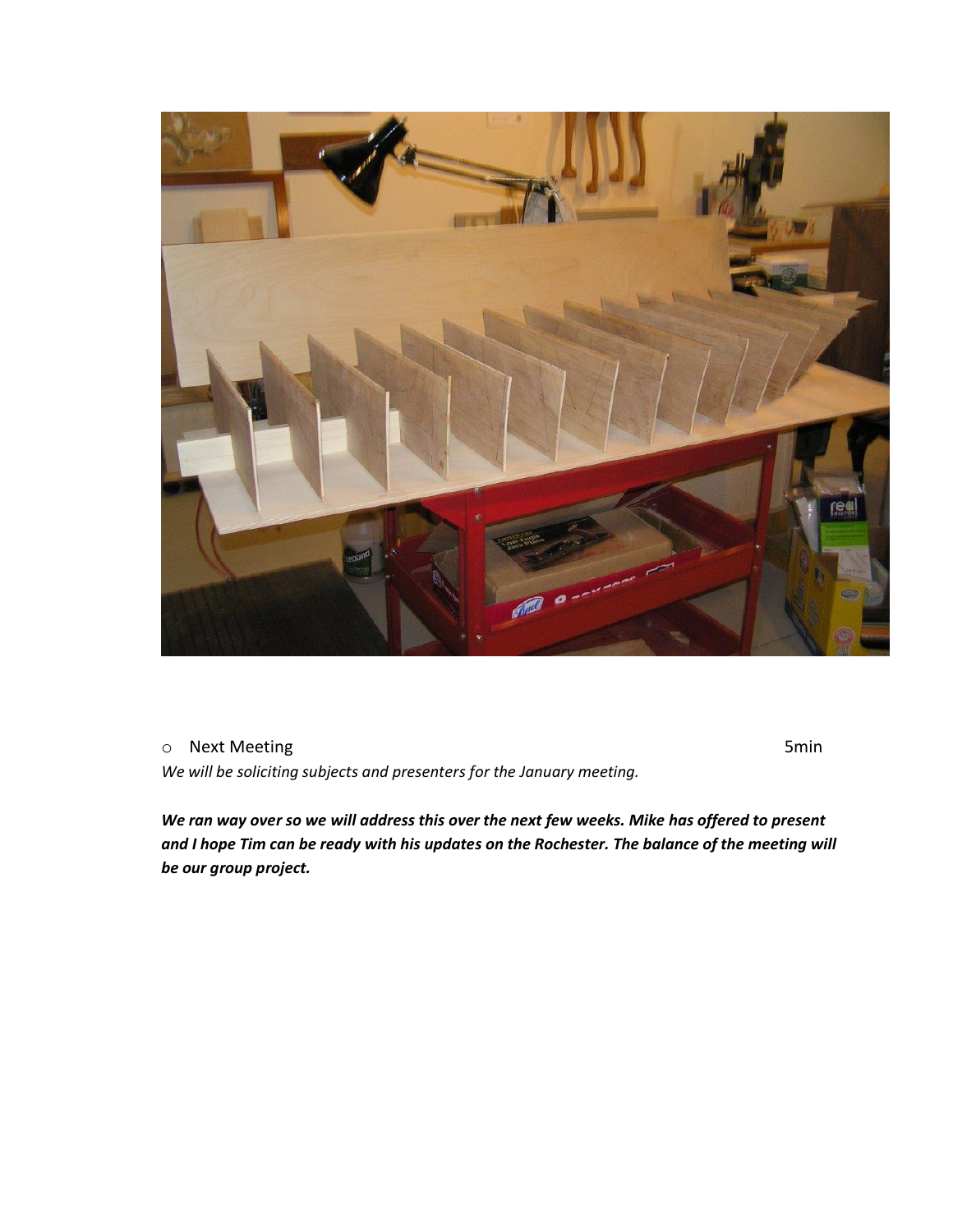- Next Meeting 5min

*We will be soliciting subjects and presenters for the January meeting.*

***We ran way over so we will address this over the next few weeks. Mike has offered to present and I hope Tim can be ready with his updates on the Rochester. The balance of the meeting will be our group project.***